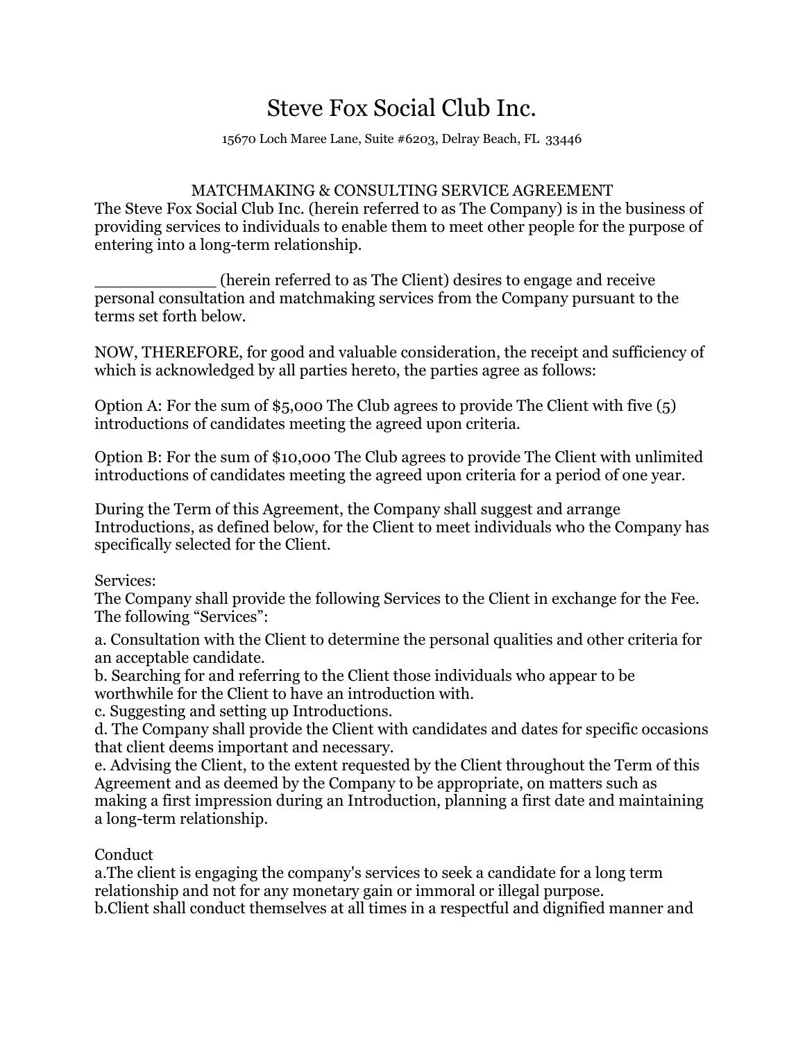# Steve Fox Social Club Inc.

15670 Loch Maree Lane, Suite #6203, Delray Beach, FL 33446

## MATCHMAKING & CONSULTING SERVICE AGREEMENT

The Steve Fox Social Club Inc. (herein referred to as The Company) is in the business of providing services to individuals to enable them to meet other people for the purpose of entering into a long-term relationship.

____________ (herein referred to as The Client) desires to engage and receive personal consultation and matchmaking services from the Company pursuant to the terms set forth below.

NOW, THEREFORE, for good and valuable consideration, the receipt and sufficiency of which is acknowledged by all parties hereto, the parties agree as follows:

Option A: For the sum of $5,000 The Club agrees to provide The Client with five (5) introductions of candidates meeting the agreed upon criteria.

Option B: For the sum of $10,000 The Club agrees to provide The Client with unlimited introductions of candidates meeting the agreed upon criteria for a period of one year.

During the Term of this Agreement, the Company shall suggest and arrange Introductions, as defined below, for the Client to meet individuals who the Company has specifically selected for the Client.

Services:
The Company shall provide the following Services to the Client in exchange for the Fee. The following "Services":

a. Consultation with the Client to determine the personal qualities and other criteria for an acceptable candidate.
b. Searching for and referring to the Client those individuals who appear to be worthwhile for the Client to have an introduction with.
c. Suggesting and setting up Introductions.
d. The Company shall provide the Client with candidates and dates for specific occasions that client deems important and necessary.
e. Advising the Client, to the extent requested by the Client throughout the Term of this Agreement and as deemed by the Company to be appropriate, on matters such as making a first impression during an Introduction, planning a first date and maintaining a long-term relationship.

Conduct
a.The client is engaging the company's services to seek a candidate for a long term relationship and not for any monetary gain or immoral or illegal purpose.
b.Client shall conduct themselves at all times in a respectful and dignified manner and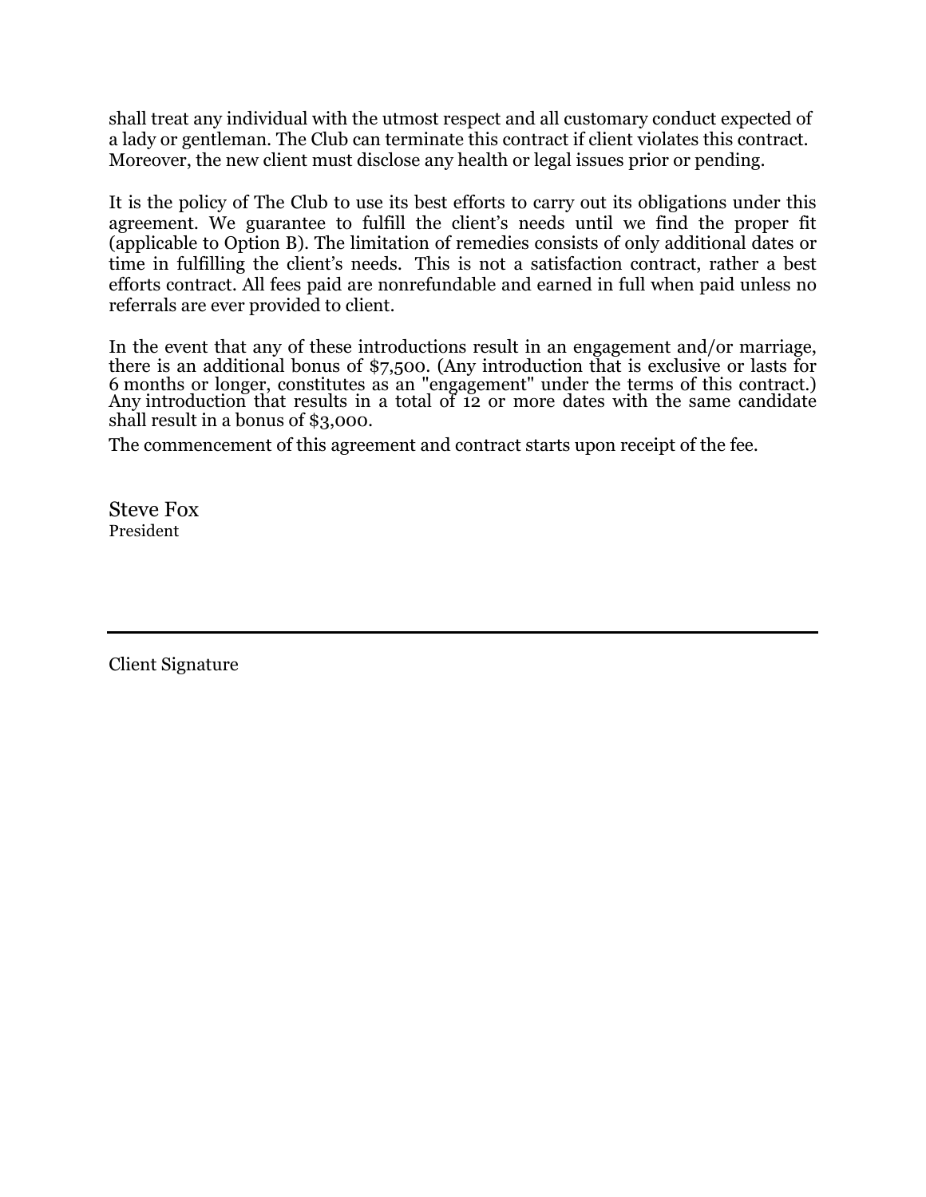shall treat any individual with the utmost respect and all customary conduct expected of a lady or gentleman. The Club can terminate this contract if client violates this contract. Moreover, the new client must disclose any health or legal issues prior or pending.

It is the policy of The Club to use its best efforts to carry out its obligations under this agreement. We guarantee to fulfill the client's needs until we find the proper fit (applicable to Option B). The limitation of remedies consists of only additional dates or time in fulfilling the client's needs. This is not a satisfaction contract, rather a best efforts contract. All fees paid are nonrefundable and earned in full when paid unless no referrals are ever provided to client.

In the event that any of these introductions result in an engagement and/or marriage, there is an additional bonus of $7,500. (Any introduction that is exclusive or lasts for 6 months or longer, constitutes as an "engagement" under the terms of this contract.) Any introduction that results in a total of 12 or more dates with the same candidate shall result in a bonus of $3,000.

The commencement of this agreement and contract starts upon receipt of the fee.

Steve Fox
President

---

Client Signature